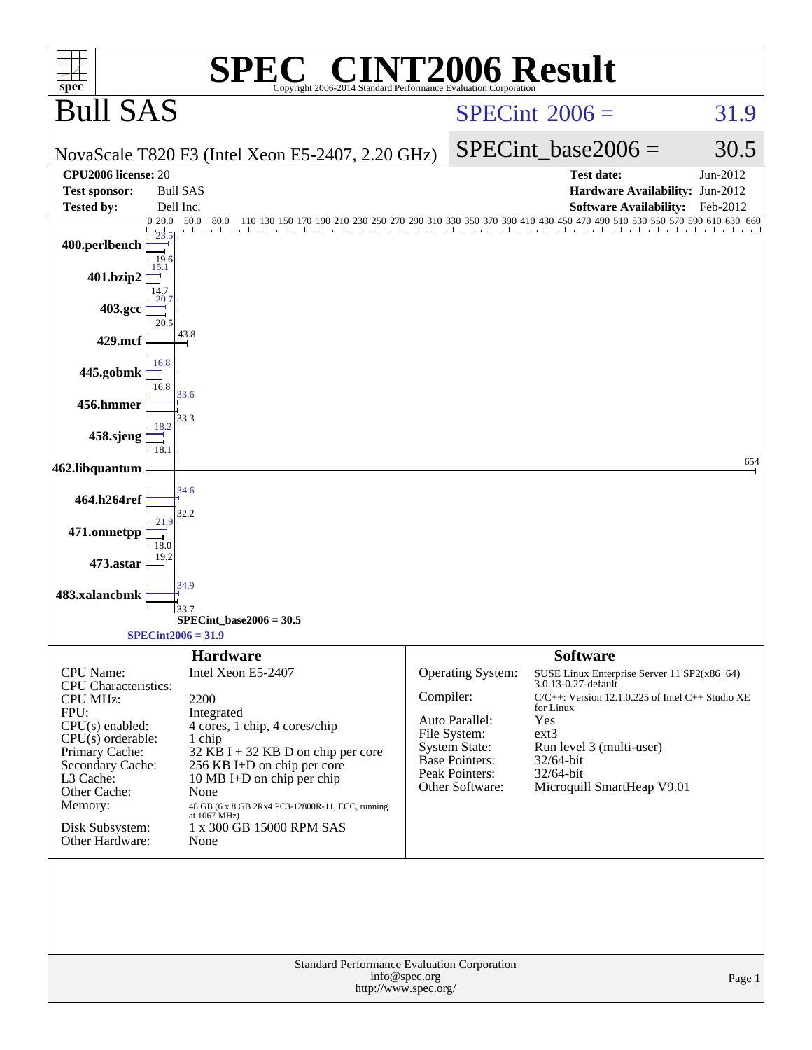# SPEC CINT2006 Result

Copyright 2006-2014 Standard Performance Evaluation Corporation

## Bull SAS

NovaScale T820 F3 (Intel Xeon E5-2407, 2.20 GHz)

SPECint 2006 = 31.9

SPECint_base2006 = 30.5

| | | | |
|---|---|---|---|
| **CPU2006 license:** 20 | | **Test date:** | Jun-2012 |
| **Test sponsor:** | Bull SAS | **Hardware Availability:** | Jun-2012 |
| **Tested by:** | Dell Inc. | **Software Availability:** | Feb-2012 |

| Benchmark | Peak | Base |
|---|---|---|
| 400.perlbench | 23.5 | 19.6 |
| 401.bzip2 | 15.1 | 14.7 |
| 403.gcc | 20.7 | 20.5 |
| 429.mcf | | 43.8 |
| 445.gobmk | 16.8 | 16.8 |
| 456.hmmer | 33.6 | 33.3 |
| 458.sjeng | 18.2 | 18.1 |
| 462.libquantum | | 654 |
| 464.h264ref | 34.6 | 32.2 |
| 471.omnetpp | 21.9 | 18.0 |
| 473.astar | | 19.2 |
| 483.xalancbmk | 34.9 | 33.7 |

SPECint_base2006 = 30.5

SPECint2006 = 31.9

## Hardware

| | |
|---|---|
| CPU Name: | Intel Xeon E5-2407 |
| CPU Characteristics: | |
| CPU MHz: | 2200 |
| FPU: | Integrated |
| CPU(s) enabled: | 4 cores, 1 chip, 4 cores/chip |
| CPU(s) orderable: | 1 chip |
| Primary Cache: | 32 KB I + 32 KB D on chip per core |
| Secondary Cache: | 256 KB I+D on chip per core |
| L3 Cache: | 10 MB I+D on chip per chip |
| Other Cache: | None |
| Memory: | 48 GB (6 x 8 GB 2Rx4 PC3-12800R-11, ECC, running at 1067 MHz) |
| Disk Subsystem: | 1 x 300 GB 15000 RPM SAS |
| Other Hardware: | None |

## Software

| | |
|---|---|
| Operating System: | SUSE Linux Enterprise Server 11 SP2(x86_64) 3.0.13-0.27-default |
| Compiler: | C/C++: Version 12.1.0.225 of Intel C++ Studio XE for Linux |
| Auto Parallel: | Yes |
| File System: | ext3 |
| System State: | Run level 3 (multi-user) |
| Base Pointers: | 32/64-bit |
| Peak Pointers: | 32/64-bit |
| Other Software: | Microquill SmartHeap V9.01 |

Standard Performance Evaluation Corporation
info@spec.org
http://www.spec.org/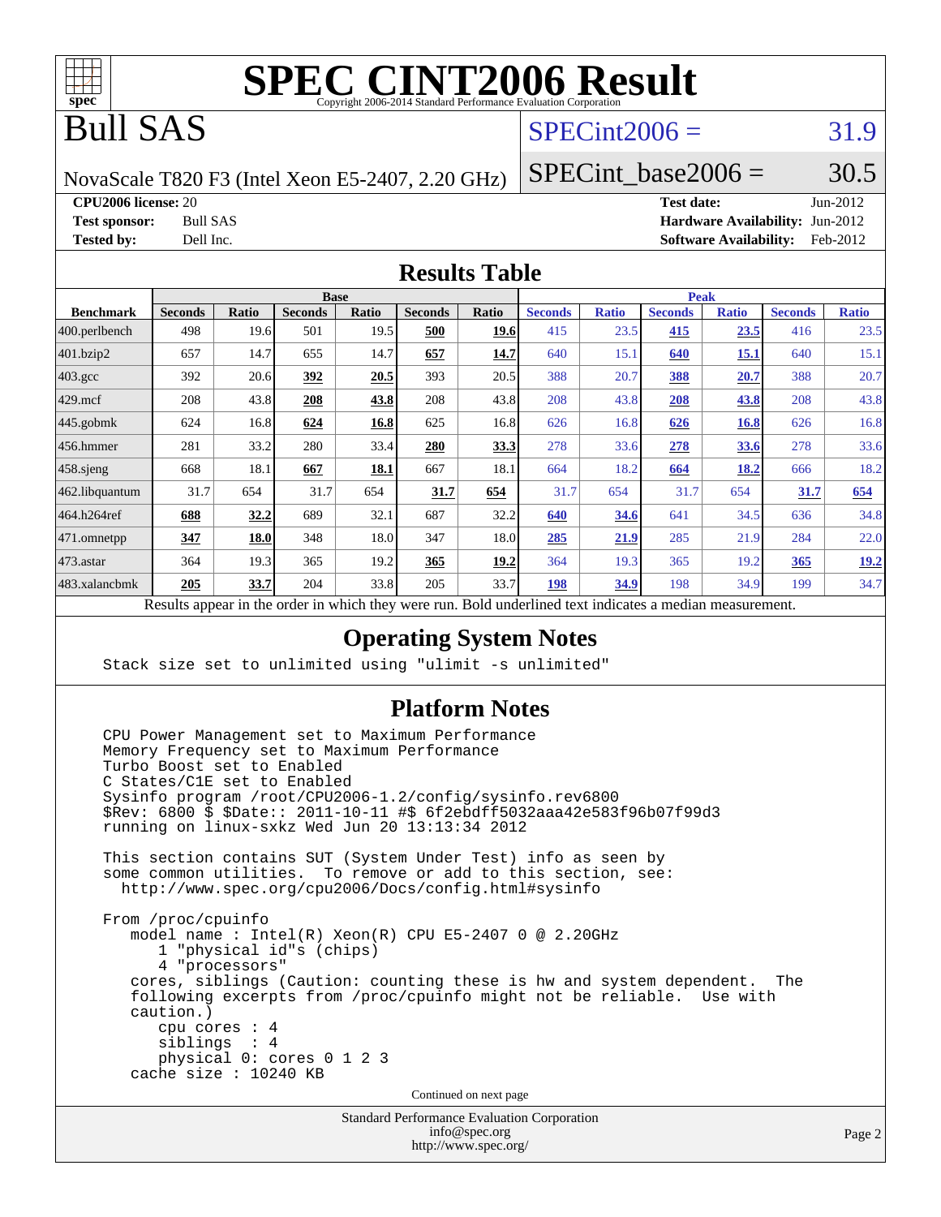# SPEC CINT2006 Result

Copyright 2006-2014 Standard Performance Evaluation Corporation

# Bull SAS

NovaScale T820 F3 (Intel Xeon E5-2407, 2.20 GHz)

SPECint2006 = 31.9

SPECint_base2006 = 30.5

**CPU2006 license:** 20
**Test sponsor:** Bull SAS
**Tested by:** Dell Inc.

**Test date:** Jun-2012
**Hardware Availability:** Jun-2012
**Software Availability:** Feb-2012

## Results Table

| Benchmark | Base | | | | | | Peak | | | | | |
|---|---|---|---|---|---|---|---|---|---|---|---|---|
| | Seconds | Ratio | Seconds | Ratio | Seconds | Ratio | Seconds | Ratio | Seconds | Ratio | Seconds | Ratio |
| 400.perlbench | 498 | 19.6 | 501 | 19.5 | **500** | **19.6** | 415 | 23.5 | **415** | **23.5** | 416 | 23.5 |
| 401.bzip2 | 657 | 14.7 | 655 | 14.7 | **657** | **14.7** | 640 | 15.1 | **640** | **15.1** | 640 | 15.1 |
| 403.gcc | 392 | 20.6 | **392** | **20.5** | 393 | 20.5 | 388 | 20.7 | **388** | **20.7** | 388 | 20.7 |
| 429.mcf | 208 | 43.8 | **208** | **43.8** | 208 | 43.8 | 208 | 43.8 | **208** | **43.8** | 208 | 43.8 |
| 445.gobmk | 624 | 16.8 | **624** | **16.8** | 625 | 16.8 | 626 | 16.8 | **626** | **16.8** | 626 | 16.8 |
| 456.hmmer | 281 | 33.2 | 280 | 33.4 | **280** | **33.3** | 278 | 33.6 | **278** | **33.6** | 278 | 33.6 |
| 458.sjeng | 668 | 18.1 | **667** | **18.1** | 667 | 18.1 | 664 | 18.2 | **664** | **18.2** | 666 | 18.2 |
| 462.libquantum | 31.7 | 654 | 31.7 | 654 | **31.7** | **654** | 31.7 | 654 | 31.7 | 654 | **31.7** | **654** |
| 464.h264ref | **688** | **32.2** | 689 | 32.1 | 687 | 32.2 | **640** | **34.6** | 641 | 34.5 | 636 | 34.8 |
| 471.omnetpp | **347** | **18.0** | 348 | 18.0 | 347 | 18.0 | **285** | **21.9** | 285 | 21.9 | 284 | 22.0 |
| 473.astar | 364 | 19.3 | 365 | 19.2 | **365** | **19.2** | 364 | 19.3 | 365 | 19.2 | **365** | **19.2** |
| 483.xalancbmk | **205** | **33.7** | 204 | 33.8 | 205 | 33.7 | **198** | **34.9** | 198 | 34.9 | 199 | 34.7 |

Results appear in the order in which they were run. Bold underlined text indicates a median measurement.

## Operating System Notes

```
Stack size set to unlimited using "ulimit -s unlimited"
```

## Platform Notes

```
CPU Power Management set to Maximum Performance
Memory Frequency set to Maximum Performance
Turbo Boost set to Enabled
C States/C1E set to Enabled
Sysinfo program /root/CPU2006-1.2/config/sysinfo.rev6800
$Rev: 6800 $ $Date:: 2011-10-11 #$ 6f2ebdff5032aaa42e583f96b07f99d3
running on linux-sxkz Wed Jun 20 13:13:34 2012

This section contains SUT (System Under Test) info as seen by
some common utilities.  To remove or add to this section, see:
  http://www.spec.org/cpu2006/Docs/config.html#sysinfo

From /proc/cpuinfo
   model name : Intel(R) Xeon(R) CPU E5-2407 0 @ 2.20GHz
      1 "physical id"s (chips)
      4 "processors"
   cores, siblings (Caution: counting these is hw and system dependent.  The
   following excerpts from /proc/cpuinfo might not be reliable.  Use with
   caution.)
      cpu cores : 4
      siblings  : 4
      physical 0: cores 0 1 2 3
   cache size : 10240 KB
```

Continued on next page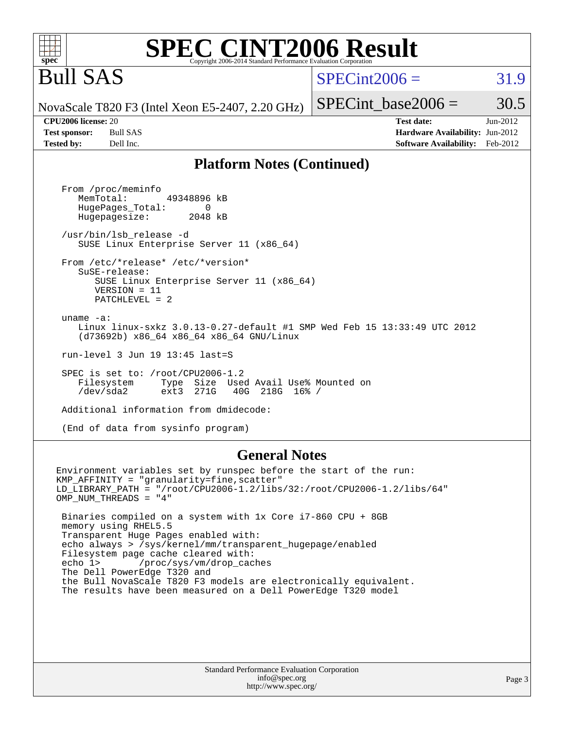# SPEC CINT2006 Result

Copyright 2006-2014 Standard Performance Evaluation Corporation

# Bull SAS

NovaScale T820 F3 (Intel Xeon E5-2407, 2.20 GHz)

SPECint2006 = 31.9

SPECint_base2006 = 30.5

| | | | |
|---|---|---|---|
| **CPU2006 license:** 20 | | **Test date:** | Jun-2012 |
| **Test sponsor:** | Bull SAS | **Hardware Availability:** | Jun-2012 |
| **Tested by:** | Dell Inc. | **Software Availability:** | Feb-2012 |

## Platform Notes (Continued)

```
From /proc/meminfo
   MemTotal:       49348896 kB
   HugePages_Total:       0
   Hugepagesize:       2048 kB

/usr/bin/lsb_release -d
   SUSE Linux Enterprise Server 11 (x86_64)

From /etc/*release* /etc/*version*
   SuSE-release:
      SUSE Linux Enterprise Server 11 (x86_64)
      VERSION = 11
      PATCHLEVEL = 2

uname -a:
   Linux linux-sxkz 3.0.13-0.27-default #1 SMP Wed Feb 15 13:33:49 UTC 2012
   (d73692b) x86_64 x86_64 x86_64 GNU/Linux

run-level 3 Jun 19 13:45 last=S

SPEC is set to: /root/CPU2006-1.2
   Filesystem     Type  Size  Used Avail Use% Mounted on
   /dev/sda2      ext3  271G   40G  218G  16% /

Additional information from dmidecode:

(End of data from sysinfo program)
```

## General Notes

```
Environment variables set by runspec before the start of the run:
KMP_AFFINITY = "granularity=fine,scatter"
LD_LIBRARY_PATH = "/root/CPU2006-1.2/libs/32:/root/CPU2006-1.2/libs/64"
OMP_NUM_THREADS = "4"

 Binaries compiled on a system with 1x Core i7-860 CPU + 8GB
 memory using RHEL5.5
 Transparent Huge Pages enabled with:
 echo always > /sys/kernel/mm/transparent_hugepage/enabled
 Filesystem page cache cleared with:
 echo 1>       /proc/sys/vm/drop_caches
 The Dell PowerEdge T320 and
 the Bull NovaScale T820 F3 models are electronically equivalent.
 The results have been measured on a Dell PowerEdge T320 model
```

Standard Performance Evaluation Corporation
info@spec.org
http://www.spec.org/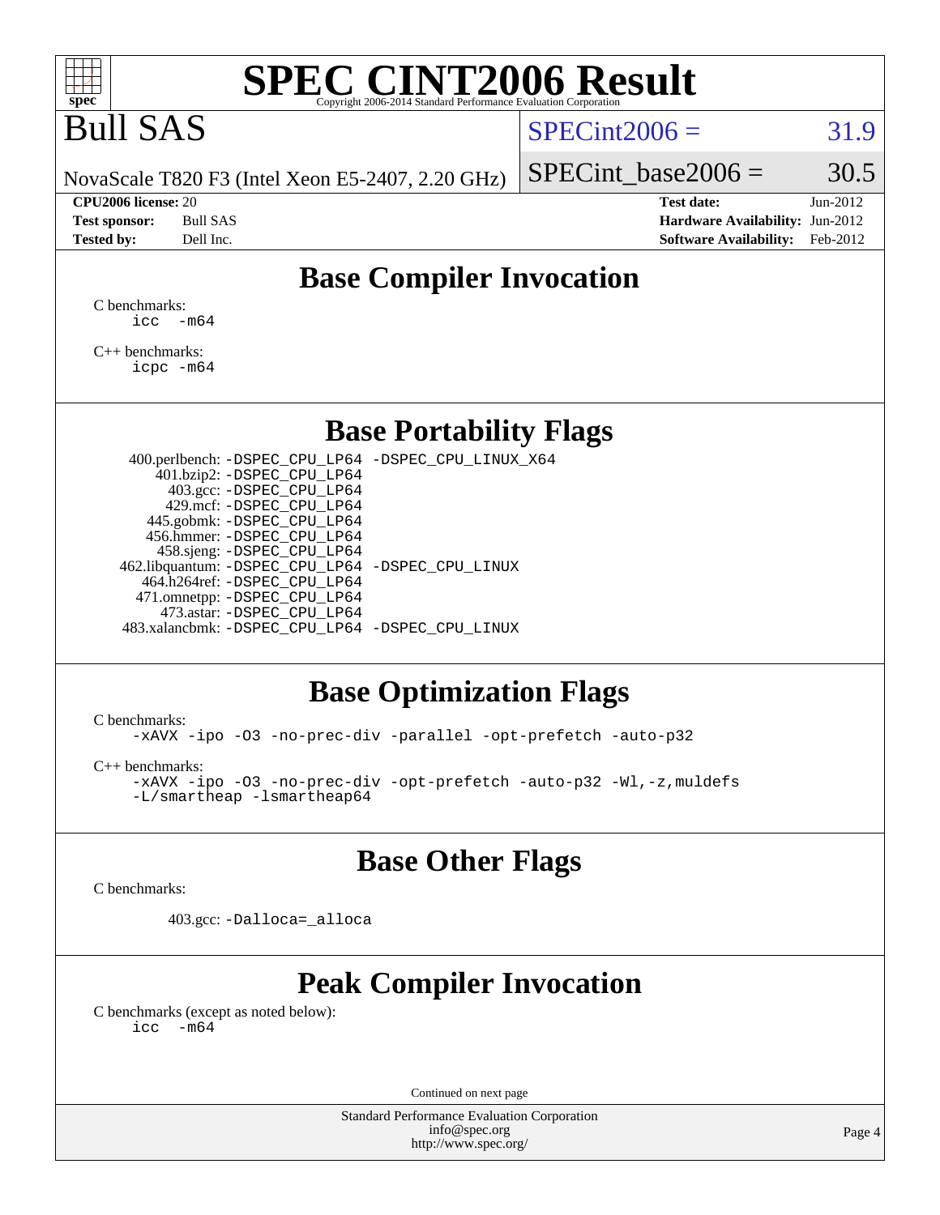# SPEC CINT2006 Result

Copyright 2006-2014 Standard Performance Evaluation Corporation

# Bull SAS

NovaScale T820 F3 (Intel Xeon E5-2407, 2.20 GHz)

SPECint2006 = 31.9

SPECint_base2006 = 30.5

**CPU2006 license:** 20
**Test sponsor:** Bull SAS
**Tested by:** Dell Inc.

**Test date:** Jun-2012
**Hardware Availability:** Jun-2012
**Software Availability:** Feb-2012

## Base Compiler Invocation

C benchmarks:
```
icc  -m64
```

C++ benchmarks:
```
icpc -m64
```

## Base Portability Flags

| Benchmark | Flags |
|---|---|
| 400.perlbench: | -DSPEC_CPU_LP64 -DSPEC_CPU_LINUX_X64 |
| 401.bzip2: | -DSPEC_CPU_LP64 |
| 403.gcc: | -DSPEC_CPU_LP64 |
| 429.mcf: | -DSPEC_CPU_LP64 |
| 445.gobmk: | -DSPEC_CPU_LP64 |
| 456.hmmer: | -DSPEC_CPU_LP64 |
| 458.sjeng: | -DSPEC_CPU_LP64 |
| 462.libquantum: | -DSPEC_CPU_LP64 -DSPEC_CPU_LINUX |
| 464.h264ref: | -DSPEC_CPU_LP64 |
| 471.omnetpp: | -DSPEC_CPU_LP64 |
| 473.astar: | -DSPEC_CPU_LP64 |
| 483.xalancbmk: | -DSPEC_CPU_LP64 -DSPEC_CPU_LINUX |

## Base Optimization Flags

C benchmarks:
```
-xAVX -ipo -O3 -no-prec-div -parallel -opt-prefetch -auto-p32
```

C++ benchmarks:
```
-xAVX -ipo -O3 -no-prec-div -opt-prefetch -auto-p32 -Wl,-z,muldefs
-L/smartheap -lsmartheap64
```

## Base Other Flags

C benchmarks:

403.gcc: `-Dalloca=_alloca`

## Peak Compiler Invocation

C benchmarks (except as noted below):
```
icc  -m64
```

Continued on next page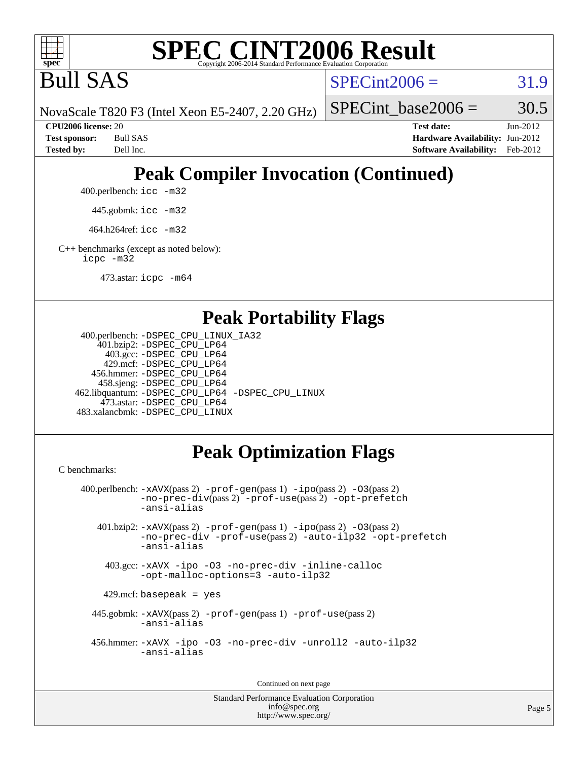# SPEC CINT2006 Result

Copyright 2006-2014 Standard Performance Evaluation Corporation

## Bull SAS

NovaScale T820 F3 (Intel Xeon E5-2407, 2.20 GHz)

SPECint2006 = 31.9

SPECint_base2006 = 30.5

| | | | |
|---|---|---|---|
| **CPU2006 license:** | 20 | **Test date:** | Jun-2012 |
| **Test sponsor:** | Bull SAS | **Hardware Availability:** | Jun-2012 |
| **Tested by:** | Dell Inc. | **Software Availability:** | Feb-2012 |

## Peak Compiler Invocation (Continued)

400.perlbench: `icc -m32`

445.gobmk: `icc -m32`

464.h264ref: `icc -m32`

C++ benchmarks (except as noted below):
`icpc -m32`

473.astar: `icpc -m64`

## Peak Portability Flags

400.perlbench: `-DSPEC_CPU_LINUX_IA32`
401.bzip2: `-DSPEC_CPU_LP64`
403.gcc: `-DSPEC_CPU_LP64`
429.mcf: `-DSPEC_CPU_LP64`
456.hmmer: `-DSPEC_CPU_LP64`
458.sjeng: `-DSPEC_CPU_LP64`
462.libquantum: `-DSPEC_CPU_LP64 -DSPEC_CPU_LINUX`
473.astar: `-DSPEC_CPU_LP64`
483.xalancbmk: `-DSPEC_CPU_LINUX`

## Peak Optimization Flags

C benchmarks:

400.perlbench: `-xAVX`(pass 2) `-prof-gen`(pass 1) `-ipo`(pass 2) `-O3`(pass 2) `-no-prec-div`(pass 2) `-prof-use`(pass 2) `-opt-prefetch` `-ansi-alias`

401.bzip2: `-xAVX`(pass 2) `-prof-gen`(pass 1) `-ipo`(pass 2) `-O3`(pass 2) `-no-prec-div` `-prof-use`(pass 2) `-auto-ilp32` `-opt-prefetch` `-ansi-alias`

403.gcc: `-xAVX -ipo -O3 -no-prec-div -inline-calloc -opt-malloc-options=3 -auto-ilp32`

429.mcf: `basepeak = yes`

445.gobmk: `-xAVX`(pass 2) `-prof-gen`(pass 1) `-prof-use`(pass 2) `-ansi-alias`

456.hmmer: `-xAVX -ipo -O3 -no-prec-div -unroll2 -auto-ilp32 -ansi-alias`

Continued on next page

Standard Performance Evaluation Corporation
info@spec.org
http://www.spec.org/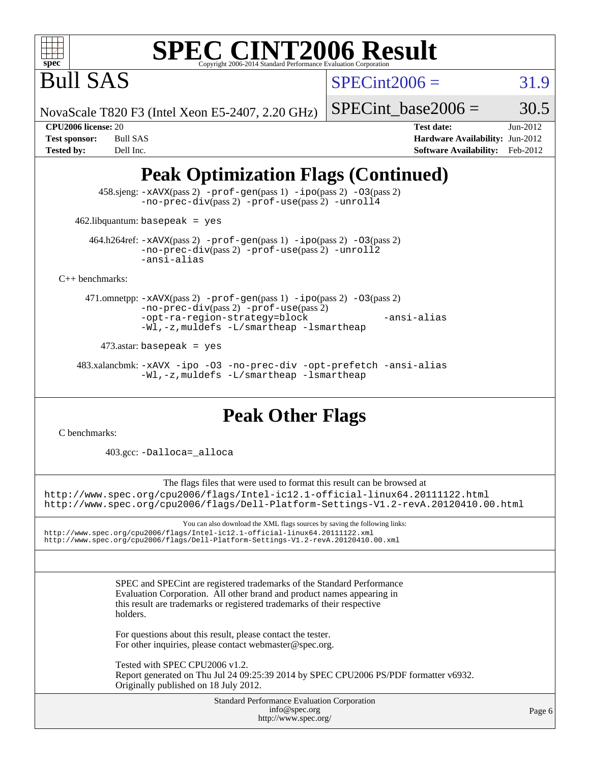# SPEC CINT2006 Result

Copyright 2006-2014 Standard Performance Evaluation Corporation

Bull SAS

NovaScale T820 F3 (Intel Xeon E5-2407, 2.20 GHz)

SPECint2006 = 31.9

SPECint_base2006 = 30.5

**CPU2006 license:** 20
**Test sponsor:** Bull SAS
**Tested by:** Dell Inc.

**Test date:** Jun-2012
**Hardware Availability:** Jun-2012
**Software Availability:** Feb-2012

## Peak Optimization Flags (Continued)

458.sjeng: -xAVX(pass 2) -prof-gen(pass 1) -ipo(pass 2) -O3(pass 2) -no-prec-div(pass 2) -prof-use(pass 2) -unroll4

462.libquantum: basepeak = yes

464.h264ref: -xAVX(pass 2) -prof-gen(pass 1) -ipo(pass 2) -O3(pass 2) -no-prec-div(pass 2) -prof-use(pass 2) -unroll2 -ansi-alias

C++ benchmarks:

471.omnetpp: -xAVX(pass 2) -prof-gen(pass 1) -ipo(pass 2) -O3(pass 2) -no-prec-div(pass 2) -prof-use(pass 2) -opt-ra-region-strategy=block -ansi-alias -Wl,-z,muldefs -L/smartheap -lsmartheap

473.astar: basepeak = yes

483.xalancbmk: -xAVX -ipo -O3 -no-prec-div -opt-prefetch -ansi-alias -Wl,-z,muldefs -L/smartheap -lsmartheap

## Peak Other Flags

C benchmarks:

403.gcc: -Dalloca=_alloca

The flags files that were used to format this result can be browsed at
http://www.spec.org/cpu2006/flags/Intel-ic12.1-official-linux64.20111122.html
http://www.spec.org/cpu2006/flags/Dell-Platform-Settings-V1.2-revA.20120410.00.html

You can also download the XML flags sources by saving the following links:
http://www.spec.org/cpu2006/flags/Intel-ic12.1-official-linux64.20111122.xml
http://www.spec.org/cpu2006/flags/Dell-Platform-Settings-V1.2-revA.20120410.00.xml

SPEC and SPECint are registered trademarks of the Standard Performance Evaluation Corporation. All other brand and product names appearing in this result are trademarks or registered trademarks of their respective holders.

For questions about this result, please contact the tester.
For other inquiries, please contact webmaster@spec.org.

Tested with SPEC CPU2006 v1.2.
Report generated on Thu Jul 24 09:25:39 2014 by SPEC CPU2006 PS/PDF formatter v6932.
Originally published on 18 July 2012.

Standard Performance Evaluation Corporation
info@spec.org
http://www.spec.org/